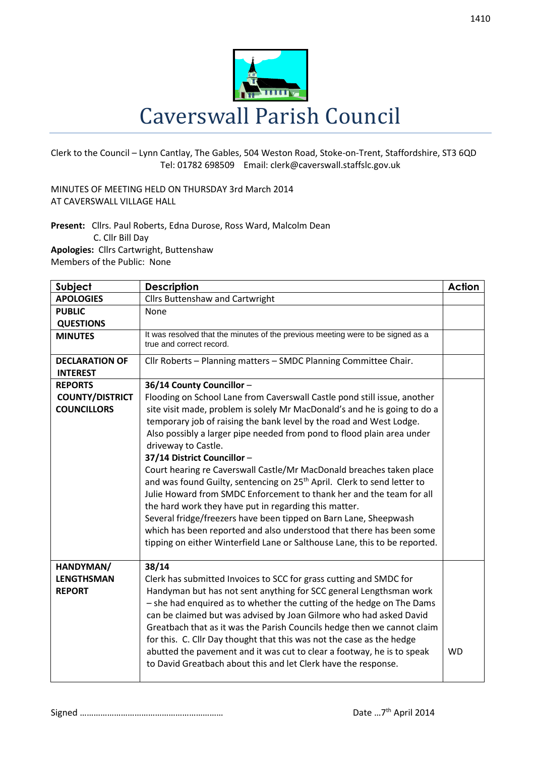# Caverswall Parish Council

Clerk to the Council – Lynn Cantlay, The Gables, 504 Weston Road, Stoke-on-Trent, Staffordshire, ST3 6QD
Tel: 01782 698509 Email: clerk@caverswall.staffslc.gov.uk

MINUTES OF MEETING HELD ON THURSDAY 3rd March 2014
AT CAVERSWALL VILLAGE HALL

**Present:** Cllrs. Paul Roberts, Edna Durose, Ross Ward, Malcolm Dean
C. Cllr Bill Day
**Apologies:** Cllrs Cartwright, Buttenshaw
Members of the Public: None

| Subject | Description | Action |
|---|---|---|
| **APOLOGIES** | Cllrs Buttenshaw and Cartwright | |
| **PUBLIC QUESTIONS** | None | |
| **MINUTES** | It was resolved that the minutes of the previous meeting were to be signed as a true and correct record. | |
| **DECLARATION OF INTEREST** | Cllr Roberts – Planning matters – SMDC Planning Committee Chair. | |
| **REPORTS COUNTY/DISTRICT COUNCILLORS** | **36/14 County Councillor** – Flooding on School Lane from Caverswall Castle pond still issue, another site visit made, problem is solely Mr MacDonald's and he is going to do a temporary job of raising the bank level by the road and West Lodge. Also possibly a larger pipe needed from pond to flood plain area under driveway to Castle. **37/14 District Councillor** – Court hearing re Caverswall Castle/Mr MacDonald breaches taken place and was found Guilty, sentencing on 25th April. Clerk to send letter to Julie Howard from SMDC Enforcement to thank her and the team for all the hard work they have put in regarding this matter. Several fridge/freezers have been tipped on Barn Lane, Sheepwash which has been reported and also understood that there has been some tipping on either Winterfield Lane or Salthouse Lane, this to be reported. | |
| **HANDYMAN/ LENGTHSMAN REPORT** | **38/14** Clerk has submitted Invoices to SCC for grass cutting and SMDC for Handyman but has not sent anything for SCC general Lengthsman work – she had enquired as to whether the cutting of the hedge on The Dams can be claimed but was advised by Joan Gilmore who had asked David Greatbach that as it was the Parish Councils hedge then we cannot claim for this. C. Cllr Day thought that this was not the case as the hedge abutted the pavement and it was cut to clear a footway, he is to speak to David Greatbach about this and let Clerk have the response. | WD |

Signed …………………………………………………… Date …7th April 2014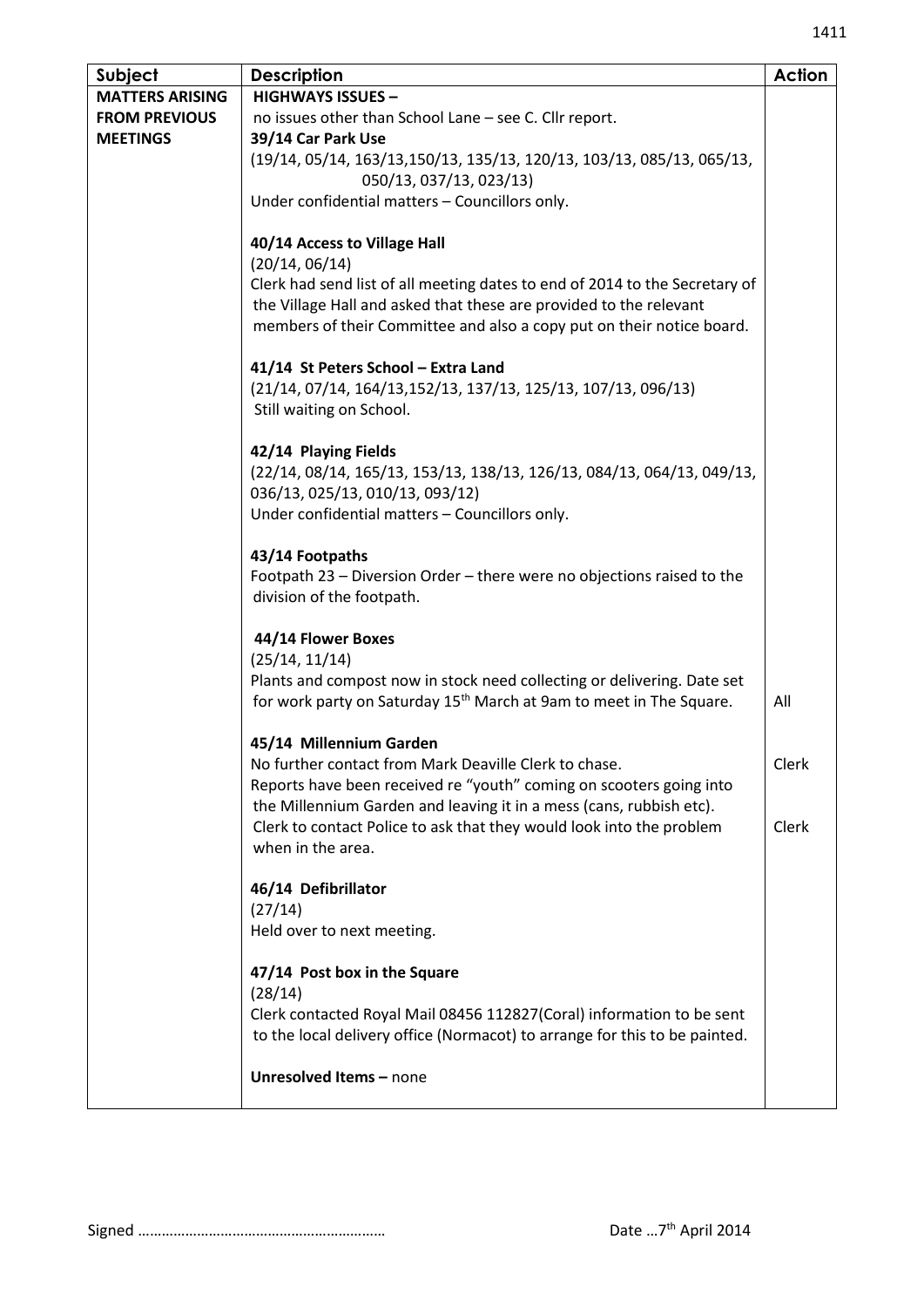| Subject | Description | Action |
|---|---|---|
| **MATTERS ARISING FROM PREVIOUS MEETINGS** | **HIGHWAYS ISSUES –**<br>no issues other than School Lane – see C. Cllr report.<br>**39/14 Car Park Use**<br>(19/14, 05/14, 163/13,150/13, 135/13, 120/13, 103/13, 085/13, 065/13, 050/13, 037/13, 023/13)<br>Under confidential matters – Councillors only.<br><br>**40/14 Access to Village Hall**<br>(20/14, 06/14)<br>Clerk had send list of all meeting dates to end of 2014 to the Secretary of the Village Hall and asked that these are provided to the relevant members of their Committee and also a copy put on their notice board.<br><br>**41/14 St Peters School – Extra Land**<br>(21/14, 07/14, 164/13,152/13, 137/13, 125/13, 107/13, 096/13)<br>Still waiting on School.<br><br>**42/14 Playing Fields**<br>(22/14, 08/14, 165/13, 153/13, 138/13, 126/13, 084/13, 064/13, 049/13, 036/13, 025/13, 010/13, 093/12)<br>Under confidential matters – Councillors only.<br><br>**43/14 Footpaths**<br>Footpath 23 – Diversion Order – there were no objections raised to the division of the footpath.<br><br>**44/14 Flower Boxes**<br>(25/14, 11/14)<br>Plants and compost now in stock need collecting or delivering. Date set for work party on Saturday 15th March at 9am to meet in The Square. | <br><br><br><br><br><br><br><br><br><br><br><br><br><br><br><br><br><br><br><br><br><br><br><br><br><br>All |
| | **45/14 Millennium Garden**<br>No further contact from Mark Deaville Clerk to chase.<br>Reports have been received re "youth" coming on scooters going into the Millennium Garden and leaving it in a mess (cans, rubbish etc).<br>Clerk to contact Police to ask that they would look into the problem when in the area. | <br>Clerk<br><br><br>Clerk |
| | **46/14 Defibrillator**<br>(27/14)<br>Held over to next meeting.<br><br>**47/14 Post box in the Square**<br>(28/14)<br>Clerk contacted Royal Mail 08456 112827(Coral) information to be sent to the local delivery office (Normacot) to arrange for this to be painted.<br><br>**Unresolved Items –** none | |

Signed ……………………………………………………  Date …7th April 2014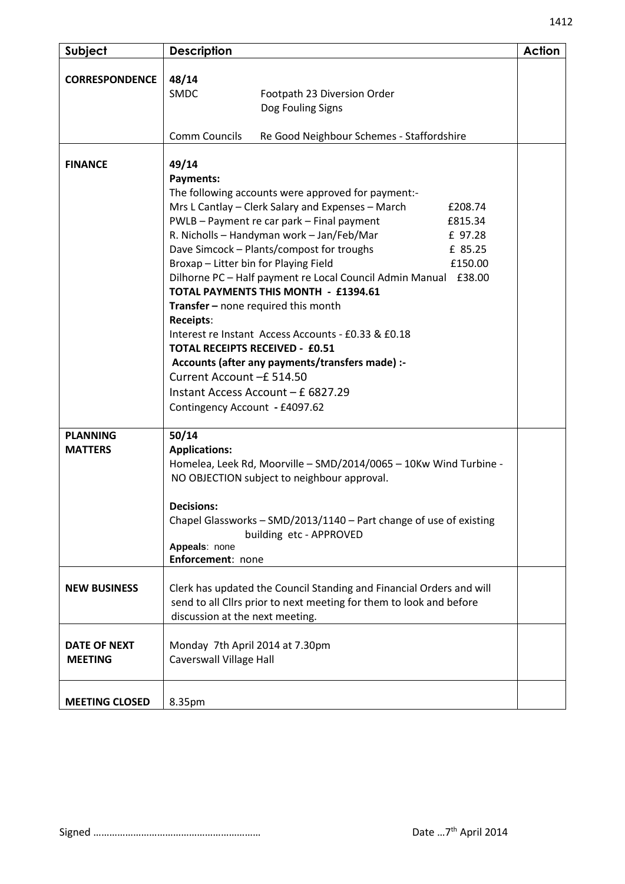| Subject | Description | Action |
|---|---|---|
| **CORRESPONDENCE** | **48/14**<br>SMDC Footpath 23 Diversion Order<br>Dog Fouling Signs<br><br>Comm Councils Re Good Neighbour Schemes - Staffordshire | |
| **FINANCE** | **49/14**<br>**Payments:**<br>The following accounts were approved for payment:-<br>Mrs L Cantlay – Clerk Salary and Expenses – March £208.74<br>PWLB – Payment re car park – Final payment £815.34<br>R. Nicholls – Handyman work – Jan/Feb/Mar £ 97.28<br>Dave Simcock – Plants/compost for troughs £ 85.25<br>Broxap – Litter bin for Playing Field £150.00<br>Dilhorne PC – Half payment re Local Council Admin Manual £38.00<br>**TOTAL PAYMENTS THIS MONTH - £1394.61**<br>**Transfer –** none required this month<br>**Receipts**:<br>Interest re Instant Access Accounts - £0.33 & £0.18<br>**TOTAL RECEIPTS RECEIVED - £0.51**<br>**Accounts (after any payments/transfers made) :-**<br>Current Account –£ 514.50<br>Instant Access Account – £ 6827.29<br>Contingency Account **-** £4097.62 | |
| **PLANNING MATTERS** | **50/14**<br>**Applications:**<br>Homelea, Leek Rd, Moorville – SMD/2014/0065 – 10Kw Wind Turbine - NO OBJECTION subject to neighbour approval.<br><br>**Decisions:**<br>Chapel Glassworks – SMD/2013/1140 – Part change of use of existing building etc - APPROVED<br>**Appeals**: none<br>**Enforcement**: none | |
| **NEW BUSINESS** | Clerk has updated the Council Standing and Financial Orders and will send to all Cllrs prior to next meeting for them to look and before discussion at the next meeting. | |
| **DATE OF NEXT MEETING** | Monday 7th April 2014 at 7.30pm<br>Caverswall Village Hall | |
| **MEETING CLOSED** | 8.35pm | |

Signed ……………………………………………………… Date …7th April 2014